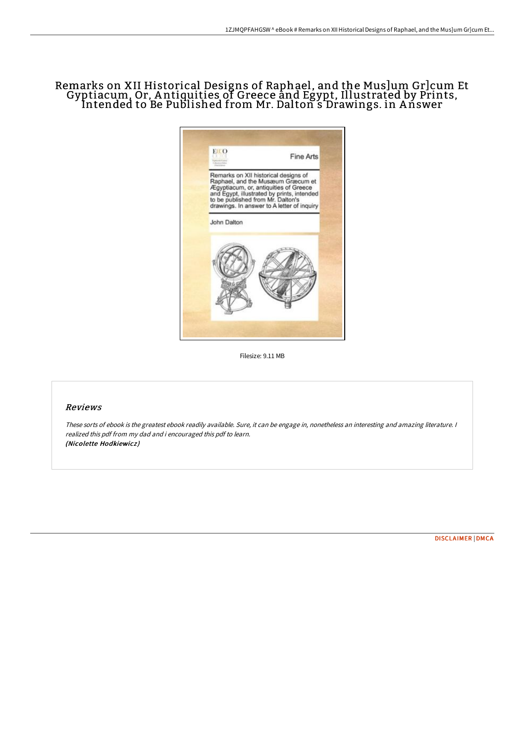# Remarks on XII Historical Designs of Raphael, and the Mus]um Gr]cum Et Gyptiacum, Or, Antiquities of Greece and Egypt, Illustrated by Prints, Intended to Be Published from Mr. Dalton s Drawings. in Answer

Filesize: 9.11 MB

## Reviews

*These sorts of ebook is the greatest ebook readily available. Sure, it can be engage in, nonetheless an interesting and amazing literature. I realized this pdf from my dad and i encouraged this pdf to learn.*
***(Nicolette Hodkiewicz)***

DISCLAIMER | DMCA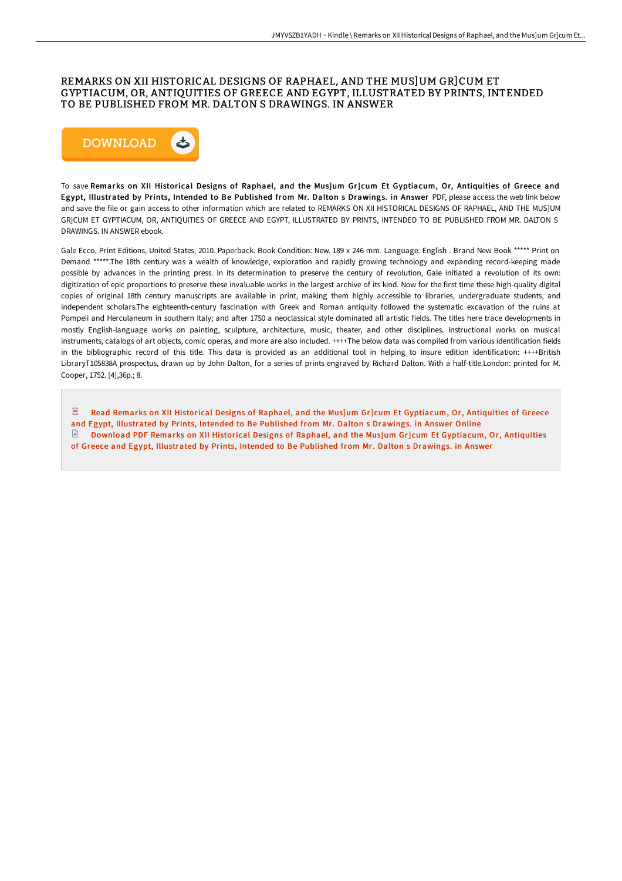# REMARKS ON XII HISTORICAL DESIGNS OF RAPHAEL, AND THE MUS]UM GR]CUM ET GYPTIACUM, OR, ANTIQUITIES OF GREECE AND EGYPT, ILLUSTRATED BY PRINTS, INTENDED TO BE PUBLISHED FROM MR. DALTON S DRAWINGS. IN ANSWER

DOWNLOAD

To save **Remarks on XII Historical Designs of Raphael, and the Mus]um Gr]cum Et Gyptiacum, Or, Antiquities of Greece and Egypt, Illustrated by Prints, Intended to Be Published from Mr. Dalton s Drawings. in Answer** PDF, please access the web link below and save the file or gain access to other information which are related to REMARKS ON XII HISTORICAL DESIGNS OF RAPHAEL, AND THE MUS]UM GR]CUM ET GYPTIACUM, OR, ANTIQUITIES OF GREECE AND EGYPT, ILLUSTRATED BY PRINTS, INTENDED TO BE PUBLISHED FROM MR. DALTON S DRAWINGS. IN ANSWER ebook.

Gale Ecco, Print Editions, United States, 2010. Paperback. Book Condition: New. 189 x 246 mm. Language: English . Brand New Book ***** Print on Demand *****.The 18th century was a wealth of knowledge, exploration and rapidly growing technology and expanding record-keeping made possible by advances in the printing press. In its determination to preserve the century of revolution, Gale initiated a revolution of its own: digitization of epic proportions to preserve these invaluable works in the largest archive of its kind. Now for the first time these high-quality digital copies of original 18th century manuscripts are available in print, making them highly accessible to libraries, undergraduate students, and independent scholars.The eighteenth-century fascination with Greek and Roman antiquity followed the systematic excavation of the ruins at Pompeii and Herculaneum in southern Italy; and after 1750 a neoclassical style dominated all artistic fields. The titles here trace developments in mostly English-language works on painting, sculpture, architecture, music, theater, and other disciplines. Instructional works on musical instruments, catalogs of art objects, comic operas, and more are also included. ++++The below data was compiled from various identification fields in the bibliographic record of this title. This data is provided as an additional tool in helping to insure edition identification: ++++British LibraryT105838A prospectus, drawn up by John Dalton, for a series of prints engraved by Richard Dalton. With a half-title.London: printed for M. Cooper, 1752. [4],36p.; 8.

Read Remarks on XII Historical Designs of Raphael, and the Mus]um Gr]cum Et Gyptiacum, Or, Antiquities of Greece and Egypt, Illustrated by Prints, Intended to Be Published from Mr. Dalton s Drawings. in Answer Online

Download PDF Remarks on XII Historical Designs of Raphael, and the Mus]um Gr]cum Et Gyptiacum, Or, Antiquities of Greece and Egypt, Illustrated by Prints, Intended to Be Published from Mr. Dalton s Drawings. in Answer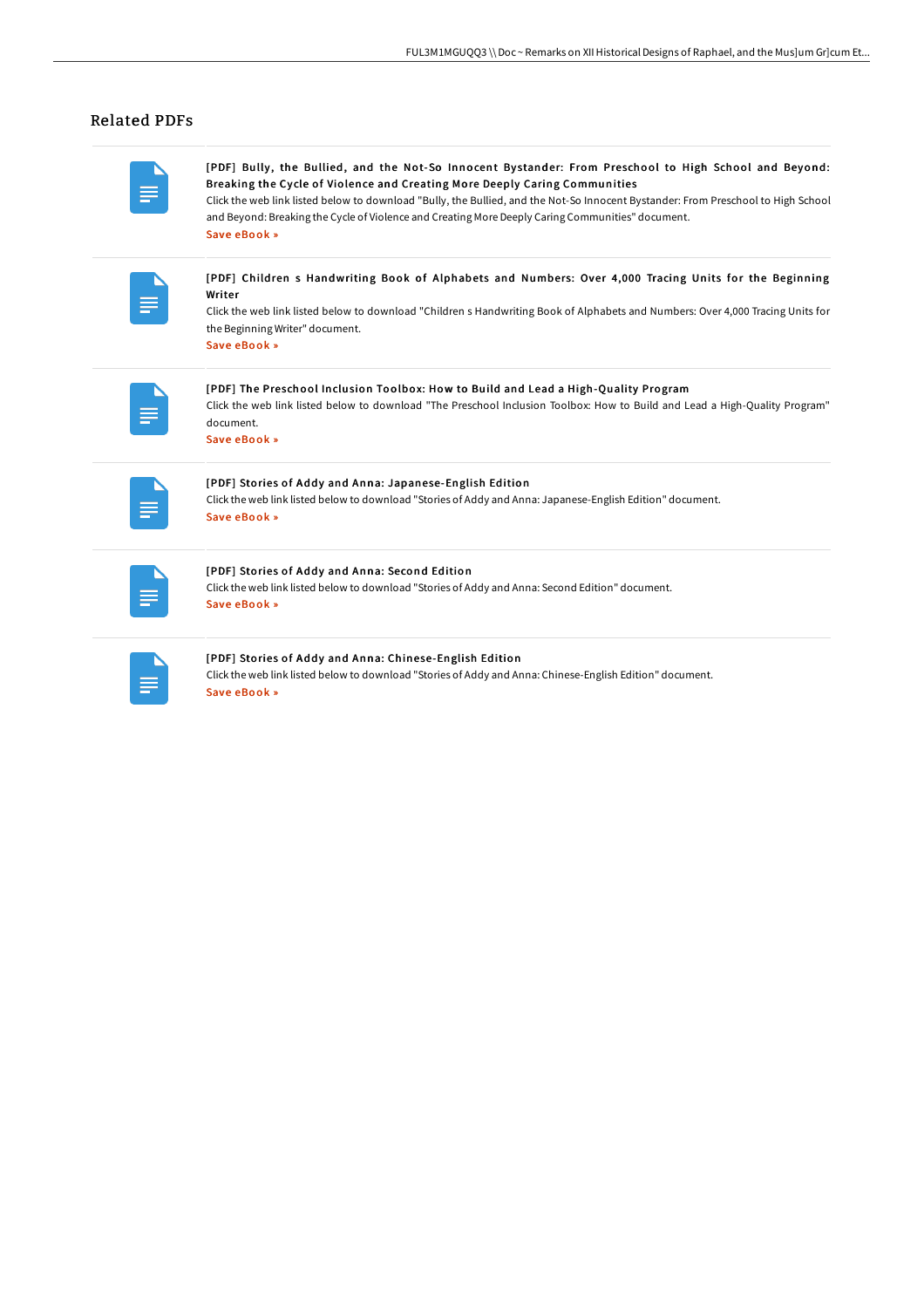## Related PDFs

**[PDF] Bully, the Bullied, and the Not-So Innocent Bystander: From Preschool to High School and Beyond: Breaking the Cycle of Violence and Creating More Deeply Caring Communities**

Click the web link listed below to download "Bully, the Bullied, and the Not-So Innocent Bystander: From Preschool to High School and Beyond: Breaking the Cycle of Violence and Creating More Deeply Caring Communities" document.

Save eBook »

**[PDF] Children s Handwriting Book of Alphabets and Numbers: Over 4,000 Tracing Units for the Beginning Writer**

Click the web link listed below to download "Children s Handwriting Book of Alphabets and Numbers: Over 4,000 Tracing Units for the Beginning Writer" document.

Save eBook »

**[PDF] The Preschool Inclusion Toolbox: How to Build and Lead a High-Quality Program**

Click the web link listed below to download "The Preschool Inclusion Toolbox: How to Build and Lead a High-Quality Program" document.

Save eBook »

**[PDF] Stories of Addy and Anna: Japanese-English Edition**

Click the web link listed below to download "Stories of Addy and Anna: Japanese-English Edition" document.

Save eBook »

**[PDF] Stories of Addy and Anna: Second Edition**

Click the web link listed below to download "Stories of Addy and Anna: Second Edition" document.

Save eBook »

**[PDF] Stories of Addy and Anna: Chinese-English Edition**

Click the web link listed below to download "Stories of Addy and Anna: Chinese-English Edition" document.

Save eBook »